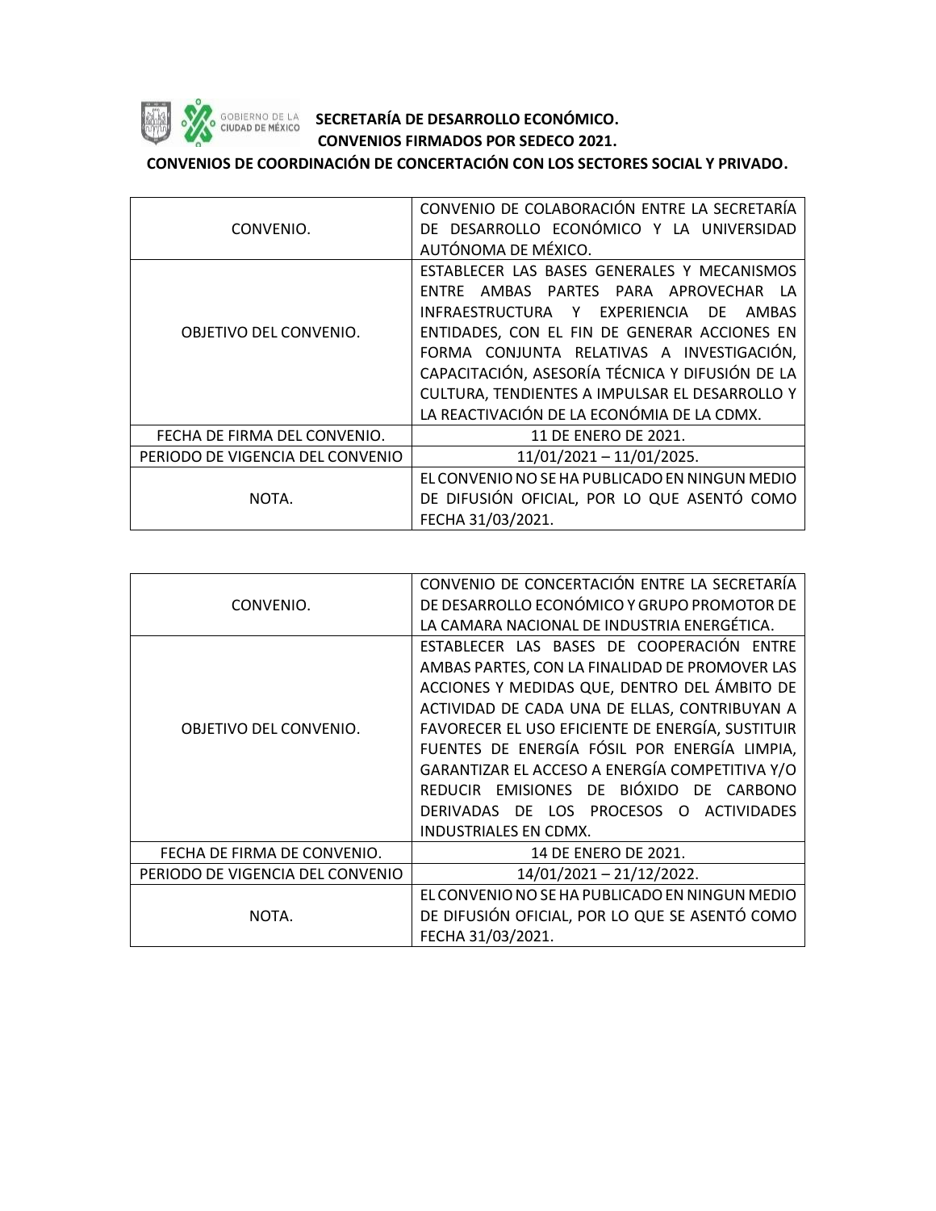GOBIERNO DE LA CIUDAD DE MÉXICO

**SECRETARÍA DE DESARROLLO ECONÓMICO.**
**CONVENIOS FIRMADOS POR SEDECO 2021.**

**CONVENIOS DE COORDINACIÓN DE CONCERTACIÓN CON LOS SECTORES SOCIAL Y PRIVADO.**

| CONVENIO. | CONVENIO DE COLABORACIÓN ENTRE LA SECRETARÍA DE DESARROLLO ECONÓMICO Y LA UNIVERSIDAD AUTÓNOMA DE MÉXICO. |
|---|---|
| OBJETIVO DEL CONVENIO. | ESTABLECER LAS BASES GENERALES Y MECANISMOS ENTRE AMBAS PARTES PARA APROVECHAR LA INFRAESTRUCTURA Y EXPERIENCIA DE AMBAS ENTIDADES, CON EL FIN DE GENERAR ACCIONES EN FORMA CONJUNTA RELATIVAS A INVESTIGACIÓN, CAPACITACIÓN, ASESORÍA TÉCNICA Y DIFUSIÓN DE LA CULTURA, TENDIENTES A IMPULSAR EL DESARROLLO Y LA REACTIVACIÓN DE LA ECONÓMIA DE LA CDMX. |
| FECHA DE FIRMA DEL CONVENIO. | 11 DE ENERO DE 2021. |
| PERIODO DE VIGENCIA DEL CONVENIO | 11/01/2021 – 11/01/2025. |
| NOTA. | EL CONVENIO NO SE HA PUBLICADO EN NINGUN MEDIO DE DIFUSIÓN OFICIAL, POR LO QUE ASENTÓ COMO FECHA 31/03/2021. |

| CONVENIO. | CONVENIO DE CONCERTACIÓN ENTRE LA SECRETARÍA DE DESARROLLO ECONÓMICO Y GRUPO PROMOTOR DE LA CAMARA NACIONAL DE INDUSTRIA ENERGÉTICA. |
|---|---|
| OBJETIVO DEL CONVENIO. | ESTABLECER LAS BASES DE COOPERACIÓN ENTRE AMBAS PARTES, CON LA FINALIDAD DE PROMOVER LAS ACCIONES Y MEDIDAS QUE, DENTRO DEL ÁMBITO DE ACTIVIDAD DE CADA UNA DE ELLAS, CONTRIBUYAN A FAVORECER EL USO EFICIENTE DE ENERGÍA, SUSTITUIR FUENTES DE ENERGÍA FÓSIL POR ENERGÍA LIMPIA, GARANTIZAR EL ACCESO A ENERGÍA COMPETITIVA Y/O REDUCIR EMISIONES DE BIÓXIDO DE CARBONO DERIVADAS DE LOS PROCESOS O ACTIVIDADES INDUSTRIALES EN CDMX. |
| FECHA DE FIRMA DE CONVENIO. | 14 DE ENERO DE 2021. |
| PERIODO DE VIGENCIA DEL CONVENIO | 14/01/2021 – 21/12/2022. |
| NOTA. | EL CONVENIO NO SE HA PUBLICADO EN NINGUN MEDIO DE DIFUSIÓN OFICIAL, POR LO QUE SE ASENTÓ COMO FECHA 31/03/2021. |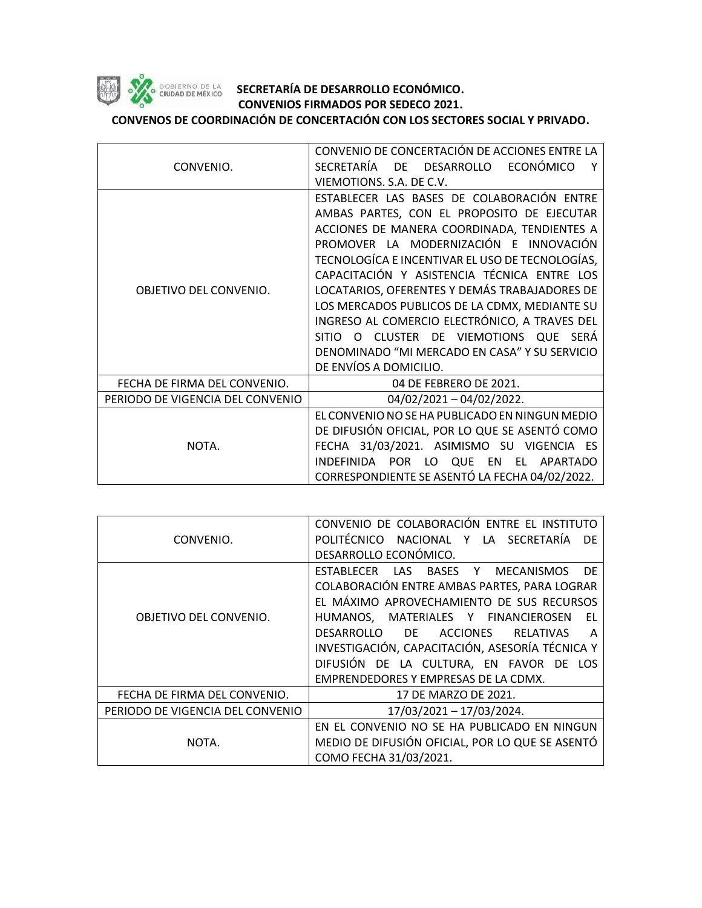**SECRETARÍA DE DESARROLLO ECONÓMICO.**
**CONVENIOS FIRMADOS POR SEDECO 2021.**
**CONVENOS DE COORDINACIÓN DE CONCERTACIÓN CON LOS SECTORES SOCIAL Y PRIVADO.**

| | |
|---|---|
| CONVENIO. | CONVENIO DE CONCERTACIÓN DE ACCIONES ENTRE LA SECRETARÍA DE DESARROLLO ECONÓMICO Y VIEMOTIONS. S.A. DE C.V. |
| OBJETIVO DEL CONVENIO. | ESTABLECER LAS BASES DE COLABORACIÓN ENTRE AMBAS PARTES, CON EL PROPOSITO DE EJECUTAR ACCIONES DE MANERA COORDINADA, TENDIENTES A PROMOVER LA MODERNIZACIÓN E INNOVACIÓN TECNOLOGÍCA E INCENTIVAR EL USO DE TECNOLOGÍAS, CAPACITACIÓN Y ASISTENCIA TÉCNICA ENTRE LOS LOCATARIOS, OFERENTES Y DEMÁS TRABAJADORES DE LOS MERCADOS PUBLICOS DE LA CDMX, MEDIANTE SU INGRESO AL COMERCIO ELECTRÓNICO, A TRAVES DEL SITIO O CLUSTER DE VIEMOTIONS QUE SERÁ DENOMINADO "MI MERCADO EN CASA" Y SU SERVICIO DE ENVÍOS A DOMICILIO. |
| FECHA DE FIRMA DEL CONVENIO. | 04 DE FEBRERO DE 2021. |
| PERIODO DE VIGENCIA DEL CONVENIO | 04/02/2021 – 04/02/2022. |
| NOTA. | EL CONVENIO NO SE HA PUBLICADO EN NINGUN MEDIO DE DIFUSIÓN OFICIAL, POR LO QUE SE ASENTÓ COMO FECHA 31/03/2021. ASIMISMO SU VIGENCIA ES INDEFINIDA POR LO QUE EN EL APARTADO CORRESPONDIENTE SE ASENTÓ LA FECHA 04/02/2022. |

| | |
|---|---|
| CONVENIO. | CONVENIO DE COLABORACIÓN ENTRE EL INSTITUTO POLITÉCNICO NACIONAL Y LA SECRETARÍA DE DESARROLLO ECONÓMICO. |
| OBJETIVO DEL CONVENIO. | ESTABLECER LAS BASES Y MECANISMOS DE COLABORACIÓN ENTRE AMBAS PARTES, PARA LOGRAR EL MÁXIMO APROVECHAMIENTO DE SUS RECURSOS HUMANOS, MATERIALES Y FINANCIEROSEN EL DESARROLLO DE ACCIONES RELATIVAS A INVESTIGACIÓN, CAPACITACIÓN, ASESORÍA TÉCNICA Y DIFUSIÓN DE LA CULTURA, EN FAVOR DE LOS EMPRENDEDORES Y EMPRESAS DE LA CDMX. |
| FECHA DE FIRMA DEL CONVENIO. | 17 DE MARZO DE 2021. |
| PERIODO DE VIGENCIA DEL CONVENIO | 17/03/2021 – 17/03/2024. |
| NOTA. | EN EL CONVENIO NO SE HA PUBLICADO EN NINGUN MEDIO DE DIFUSIÓN OFICIAL, POR LO QUE SE ASENTÓ COMO FECHA 31/03/2021. |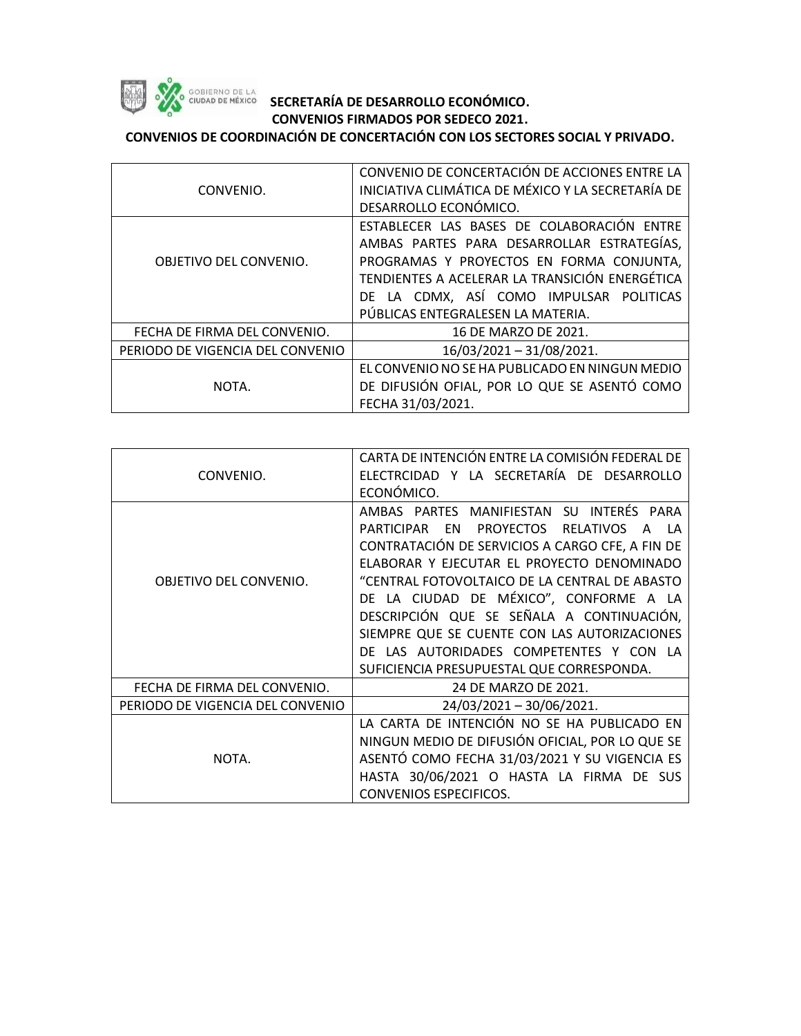**SECRETARÍA DE DESARROLLO ECONÓMICO.**

**CONVENIOS FIRMADOS POR SEDECO 2021.**

**CONVENIOS DE COORDINACIÓN DE CONCERTACIÓN CON LOS SECTORES SOCIAL Y PRIVADO.**

| | |
|---|---|
| CONVENIO. | CONVENIO DE CONCERTACIÓN DE ACCIONES ENTRE LA INICIATIVA CLIMÁTICA DE MÉXICO Y LA SECRETARÍA DE DESARROLLO ECONÓMICO. |
| OBJETIVO DEL CONVENIO. | ESTABLECER LAS BASES DE COLABORACIÓN ENTRE AMBAS PARTES PARA DESARROLLAR ESTRATEGÍAS, PROGRAMAS Y PROYECTOS EN FORMA CONJUNTA, TENDIENTES A ACELERAR LA TRANSICIÓN ENERGÉTICA DE LA CDMX, ASÍ COMO IMPULSAR POLITICAS PÚBLICAS ENTEGRALESEN LA MATERIA. |
| FECHA DE FIRMA DEL CONVENIO. | 16 DE MARZO DE 2021. |
| PERIODO DE VIGENCIA DEL CONVENIO | 16/03/2021 – 31/08/2021. |
| NOTA. | EL CONVENIO NO SE HA PUBLICADO EN NINGUN MEDIO DE DIFUSIÓN OFIAL, POR LO QUE SE ASENTÓ COMO FECHA 31/03/2021. |

| | |
|---|---|
| CONVENIO. | CARTA DE INTENCIÓN ENTRE LA COMISIÓN FEDERAL DE ELECTRCIDAD Y LA SECRETARÍA DE DESARROLLO ECONÓMICO. |
| OBJETIVO DEL CONVENIO. | AMBAS PARTES MANIFIESTAN SU INTERÉS PARA PARTICIPAR EN PROYECTOS RELATIVOS A LA CONTRATACIÓN DE SERVICIOS A CARGO CFE, A FIN DE ELABORAR Y EJECUTAR EL PROYECTO DENOMINADO "CENTRAL FOTOVOLTAICO DE LA CENTRAL DE ABASTO DE LA CIUDAD DE MÉXICO", CONFORME A LA DESCRIPCIÓN QUE SE SEÑALA A CONTINUACIÓN, SIEMPRE QUE SE CUENTE CON LAS AUTORIZACIONES DE LAS AUTORIDADES COMPETENTES Y CON LA SUFICIENCIA PRESUPUESTAL QUE CORRESPONDA. |
| FECHA DE FIRMA DEL CONVENIO. | 24 DE MARZO DE 2021. |
| PERIODO DE VIGENCIA DEL CONVENIO | 24/03/2021 – 30/06/2021. |
| NOTA. | LA CARTA DE INTENCIÓN NO SE HA PUBLICADO EN NINGUN MEDIO DE DIFUSIÓN OFICIAL, POR LO QUE SE ASENTÓ COMO FECHA 31/03/2021 Y SU VIGENCIA ES HASTA 30/06/2021 O HASTA LA FIRMA DE SUS CONVENIOS ESPECIFICOS. |